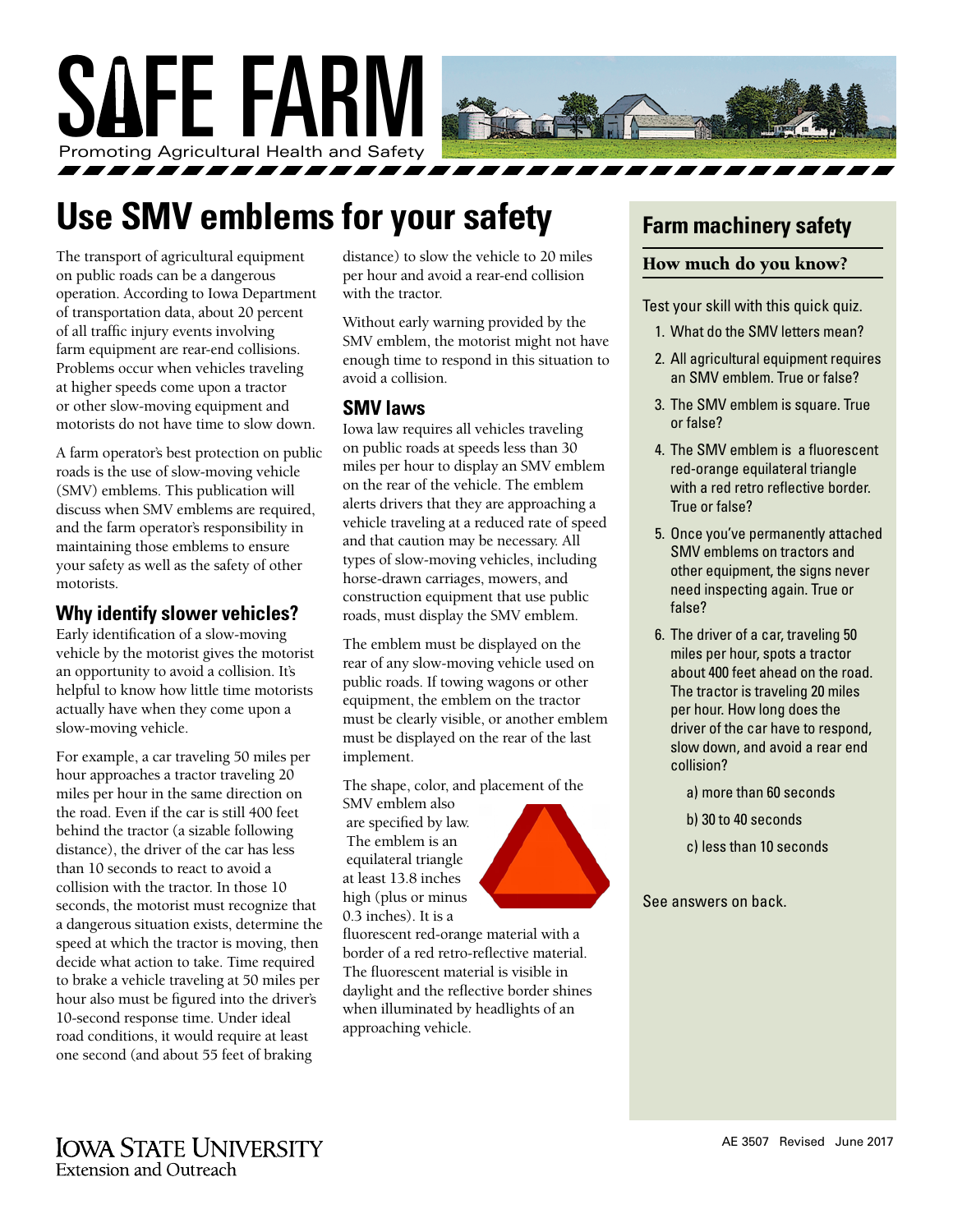# SAFE FARM

Promoting Agricultural Health and Safety

## Use SMV emblems for your safety

The transport of agricultural equipment on public roads can be a dangerous operation. According to Iowa Department of transportation data, about 20 percent of all traffic injury events involving farm equipment are rear-end collisions. Problems occur when vehicles traveling at higher speeds come upon a tractor or other slow-moving equipment and motorists do not have time to slow down.

A farm operator's best protection on public roads is the use of slow-moving vehicle (SMV) emblems. This publication will discuss when SMV emblems are required, and the farm operator's responsibility in maintaining those emblems to ensure your safety as well as the safety of other motorists.

### Why identify slower vehicles?

Early identification of a slow-moving vehicle by the motorist gives the motorist an opportunity to avoid a collision. It's helpful to know how little time motorists actually have when they come upon a slow-moving vehicle.

For example, a car traveling 50 miles per hour approaches a tractor traveling 20 miles per hour in the same direction on the road. Even if the car is still 400 feet behind the tractor (a sizable following distance), the driver of the car has less than 10 seconds to react to avoid a collision with the tractor. In those 10 seconds, the motorist must recognize that a dangerous situation exists, determine the speed at which the tractor is moving, then decide what action to take. Time required to brake a vehicle traveling at 50 miles per hour also must be figured into the driver's 10-second response time. Under ideal road conditions, it would require at least one second (and about 55 feet of braking distance) to slow the vehicle to 20 miles per hour and avoid a rear-end collision with the tractor.

Without early warning provided by the SMV emblem, the motorist might not have enough time to respond in this situation to avoid a collision.

### SMV laws

Iowa law requires all vehicles traveling on public roads at speeds less than 30 miles per hour to display an SMV emblem on the rear of the vehicle. The emblem alerts drivers that they are approaching a vehicle traveling at a reduced rate of speed and that caution may be necessary. All types of slow-moving vehicles, including horse-drawn carriages, mowers, and construction equipment that use public roads, must display the SMV emblem.

The emblem must be displayed on the rear of any slow-moving vehicle used on public roads. If towing wagons or other equipment, the emblem on the tractor must be clearly visible, or another emblem must be displayed on the rear of the last implement.

The shape, color, and placement of the SMV emblem also are specified by law. The emblem is an equilateral triangle at least 13.8 inches high (plus or minus 0.3 inches). It is a fluorescent red-orange material with a border of a red retro-reflective material. The fluorescent material is visible in daylight and the reflective border shines when illuminated by headlights of an approaching vehicle.

## Farm machinery safety

### How much do you know?

Test your skill with this quick quiz.

1. What do the SMV letters mean?
2. All agricultural equipment requires an SMV emblem. True or false?
3. The SMV emblem is square. True or false?
4. The SMV emblem is a fluorescent red-orange equilateral triangle with a red retro reflective border. True or false?
5. Once you've permanently attached SMV emblems on tractors and other equipment, the signs never need inspecting again. True or false?
6. The driver of a car, traveling 50 miles per hour, spots a tractor about 400 feet ahead on the road. The tractor is traveling 20 miles per hour. How long does the driver of the car have to respond, slow down, and avoid a rear end collision?
   - a) more than 60 seconds
   - b) 30 to 40 seconds
   - c) less than 10 seconds

See answers on back.

IOWA STATE UNIVERSITY
Extension and Outreach

AE 3507 Revised June 2017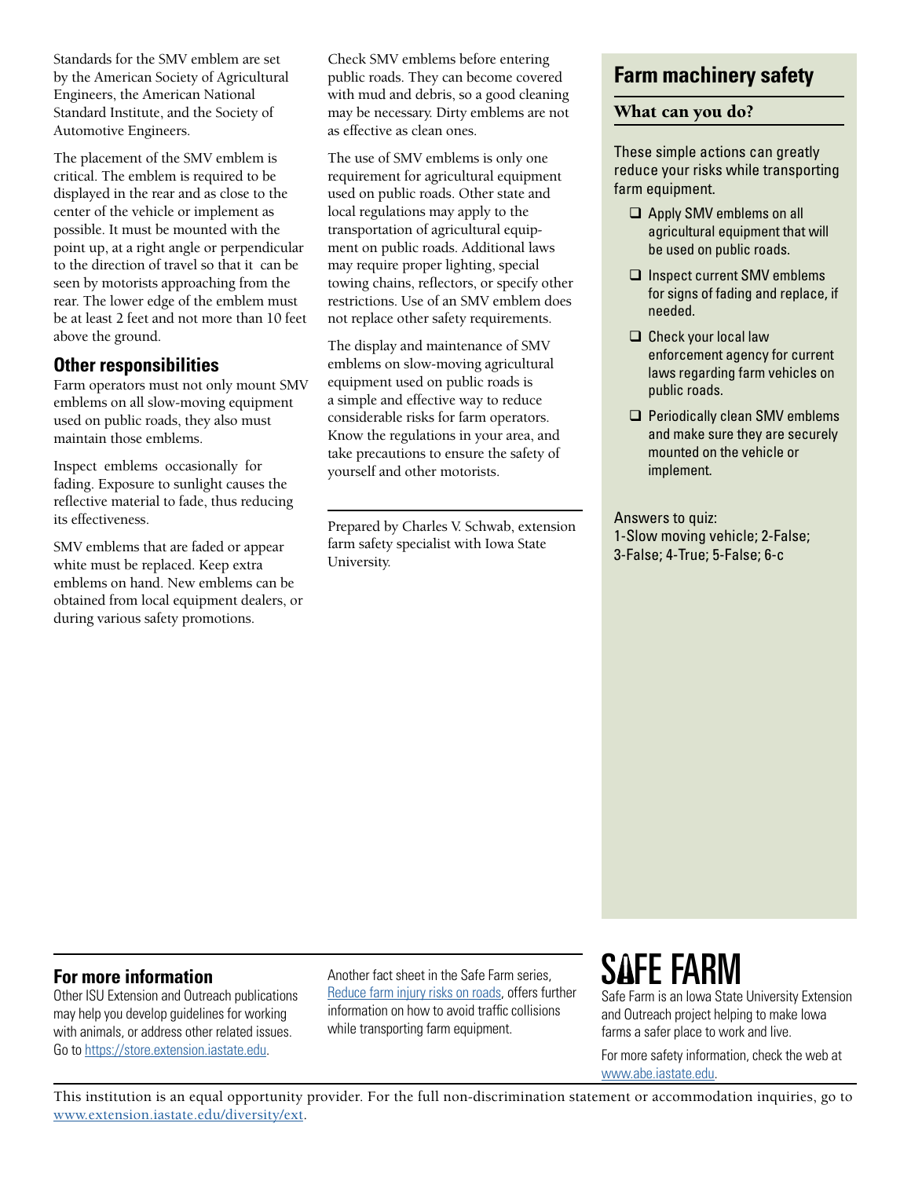Standards for the SMV emblem are set by the American Society of Agricultural Engineers, the American National Standard Institute, and the Society of Automotive Engineers.

The placement of the SMV emblem is critical. The emblem is required to be displayed in the rear and as close to the center of the vehicle or implement as possible. It must be mounted with the point up, at a right angle or perpendicular to the direction of travel so that it can be seen by motorists approaching from the rear. The lower edge of the emblem must be at least 2 feet and not more than 10 feet above the ground.

## Other responsibilities

Farm operators must not only mount SMV emblems on all slow-moving equipment used on public roads, they also must maintain those emblems.

Inspect emblems occasionally for fading. Exposure to sunlight causes the reflective material to fade, thus reducing its effectiveness.

SMV emblems that are faded or appear white must be replaced. Keep extra emblems on hand. New emblems can be obtained from local equipment dealers, or during various safety promotions.

Check SMV emblems before entering public roads. They can become covered with mud and debris, so a good cleaning may be necessary. Dirty emblems are not as effective as clean ones.

The use of SMV emblems is only one requirement for agricultural equipment used on public roads. Other state and local regulations may apply to the transportation of agricultural equipment on public roads. Additional laws may require proper lighting, special towing chains, reflectors, or specify other restrictions. Use of an SMV emblem does not replace other safety requirements.

The display and maintenance of SMV emblems on slow-moving agricultural equipment used on public roads is a simple and effective way to reduce considerable risks for farm operators. Know the regulations in your area, and take precautions to ensure the safety of yourself and other motorists.

Prepared by Charles V. Schwab, extension farm safety specialist with Iowa State University.

## Farm machinery safety

### What can you do?

These simple actions can greatly reduce your risks while transporting farm equipment.

- ❑ Apply SMV emblems on all agricultural equipment that will be used on public roads.
- ❑ Inspect current SMV emblems for signs of fading and replace, if needed.
- ❑ Check your local law enforcement agency for current laws regarding farm vehicles on public roads.
- ❑ Periodically clean SMV emblems and make sure they are securely mounted on the vehicle or implement.

Answers to quiz:
1-Slow moving vehicle; 2-False; 3-False; 4-True; 5-False; 6-c

## For more information

Other ISU Extension and Outreach publications may help you develop guidelines for working with animals, or address other related issues. Go to https://store.extension.iastate.edu.

Another fact sheet in the Safe Farm series, Reduce farm injury risks on roads, offers further information on how to avoid traffic collisions while transporting farm equipment.

**SAFE FARM**

Safe Farm is an Iowa State University Extension and Outreach project helping to make Iowa farms a safer place to work and live.

For more safety information, check the web at www.abe.iastate.edu.

This institution is an equal opportunity provider. For the full non-discrimination statement or accommodation inquiries, go to www.extension.iastate.edu/diversity/ext.